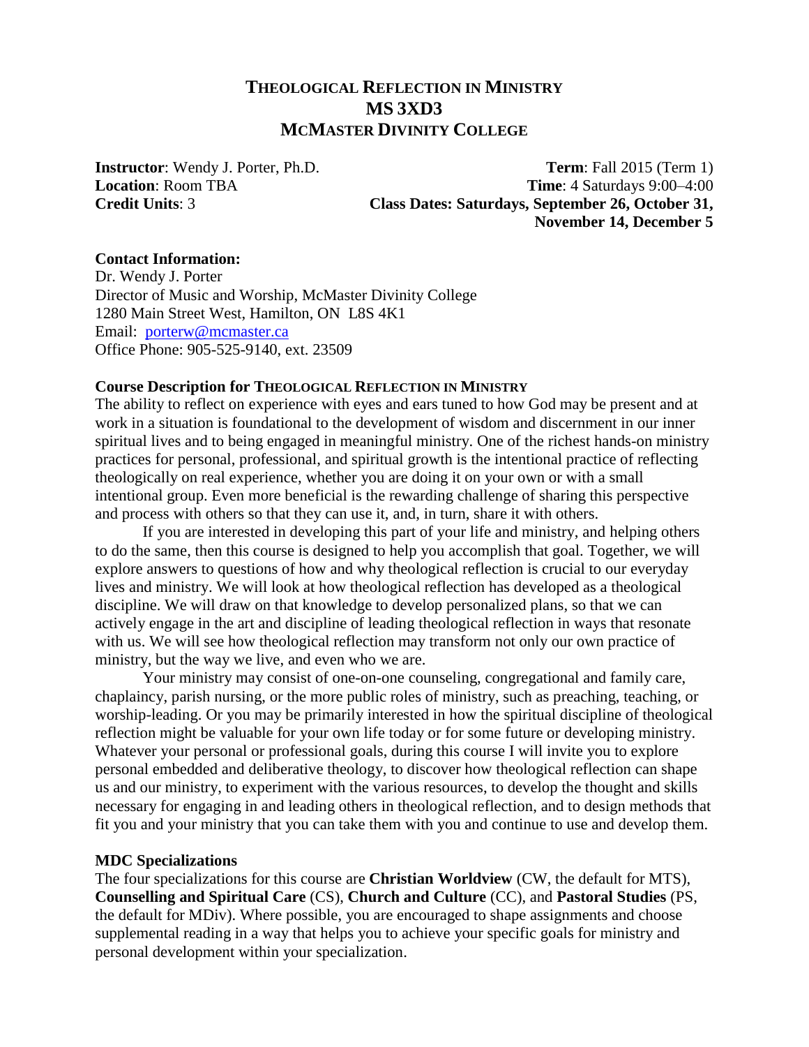# THEOLOGICAL REFLECTION IN MINISTRY
# MS 3XD3
# MCMASTER DIVINITY COLLEGE

**Instructor**: Wendy J. Porter, Ph.D.
**Term**: Fall 2015 (Term 1)
**Location**: Room TBA
**Time**: 4 Saturdays 9:00–4:00
**Credit Units**: 3
**Class Dates: Saturdays, September 26, October 31, November 14, December 5**

**Contact Information:**
Dr. Wendy J. Porter
Director of Music and Worship, McMaster Divinity College
1280 Main Street West, Hamilton, ON L8S 4K1
Email: porterw@mcmaster.ca
Office Phone: 905-525-9140, ext. 23509

**Course Description for THEOLOGICAL REFLECTION IN MINISTRY**

The ability to reflect on experience with eyes and ears tuned to how God may be present and at work in a situation is foundational to the development of wisdom and discernment in our inner spiritual lives and to being engaged in meaningful ministry. One of the richest hands-on ministry practices for personal, professional, and spiritual growth is the intentional practice of reflecting theologically on real experience, whether you are doing it on your own or with a small intentional group. Even more beneficial is the rewarding challenge of sharing this perspective and process with others so that they can use it, and, in turn, share it with others.

If you are interested in developing this part of your life and ministry, and helping others to do the same, then this course is designed to help you accomplish that goal. Together, we will explore answers to questions of how and why theological reflection is crucial to our everyday lives and ministry. We will look at how theological reflection has developed as a theological discipline. We will draw on that knowledge to develop personalized plans, so that we can actively engage in the art and discipline of leading theological reflection in ways that resonate with us. We will see how theological reflection may transform not only our own practice of ministry, but the way we live, and even who we are.

Your ministry may consist of one-on-one counseling, congregational and family care, chaplaincy, parish nursing, or the more public roles of ministry, such as preaching, teaching, or worship-leading. Or you may be primarily interested in how the spiritual discipline of theological reflection might be valuable for your own life today or for some future or developing ministry. Whatever your personal or professional goals, during this course I will invite you to explore personal embedded and deliberative theology, to discover how theological reflection can shape us and our ministry, to experiment with the various resources, to develop the thought and skills necessary for engaging in and leading others in theological reflection, and to design methods that fit you and your ministry that you can take them with you and continue to use and develop them.

**MDC Specializations**

The four specializations for this course are **Christian Worldview** (CW, the default for MTS), **Counselling and Spiritual Care** (CS), **Church and Culture** (CC), and **Pastoral Studies** (PS, the default for MDiv). Where possible, you are encouraged to shape assignments and choose supplemental reading in a way that helps you to achieve your specific goals for ministry and personal development within your specialization.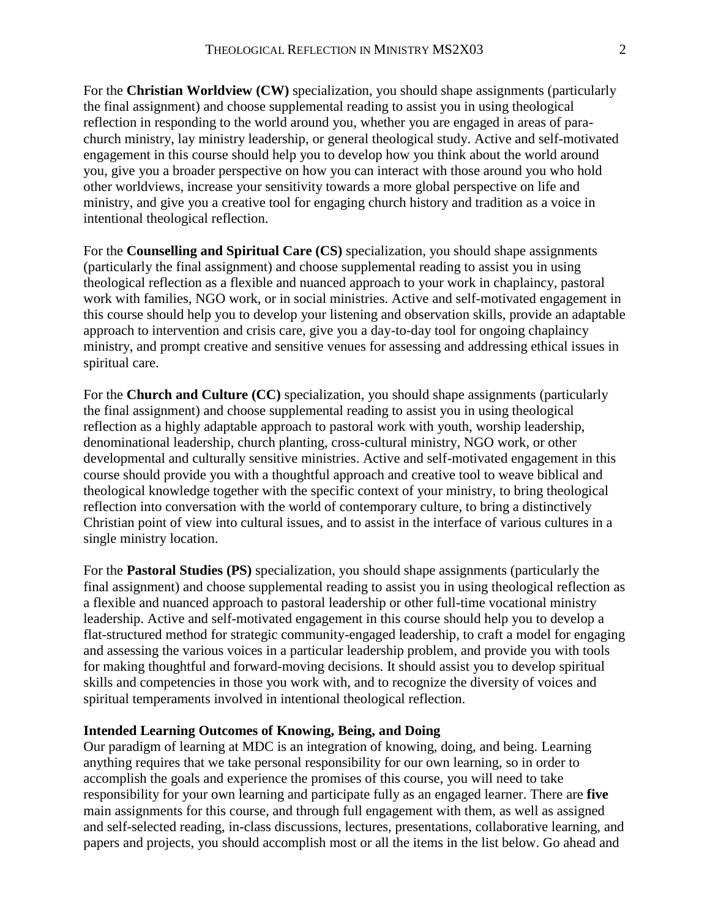For the **Christian Worldview (CW)** specialization, you should shape assignments (particularly the final assignment) and choose supplemental reading to assist you in using theological reflection in responding to the world around you, whether you are engaged in areas of para-church ministry, lay ministry leadership, or general theological study. Active and self-motivated engagement in this course should help you to develop how you think about the world around you, give you a broader perspective on how you can interact with those around you who hold other worldviews, increase your sensitivity towards a more global perspective on life and ministry, and give you a creative tool for engaging church history and tradition as a voice in intentional theological reflection.

For the **Counselling and Spiritual Care (CS)** specialization, you should shape assignments (particularly the final assignment) and choose supplemental reading to assist you in using theological reflection as a flexible and nuanced approach to your work in chaplaincy, pastoral work with families, NGO work, or in social ministries. Active and self-motivated engagement in this course should help you to develop your listening and observation skills, provide an adaptable approach to intervention and crisis care, give you a day-to-day tool for ongoing chaplaincy ministry, and prompt creative and sensitive venues for assessing and addressing ethical issues in spiritual care.

For the **Church and Culture (CC)** specialization, you should shape assignments (particularly the final assignment) and choose supplemental reading to assist you in using theological reflection as a highly adaptable approach to pastoral work with youth, worship leadership, denominational leadership, church planting, cross-cultural ministry, NGO work, or other developmental and culturally sensitive ministries. Active and self-motivated engagement in this course should provide you with a thoughtful approach and creative tool to weave biblical and theological knowledge together with the specific context of your ministry, to bring theological reflection into conversation with the world of contemporary culture, to bring a distinctively Christian point of view into cultural issues, and to assist in the interface of various cultures in a single ministry location.

For the **Pastoral Studies (PS)** specialization, you should shape assignments (particularly the final assignment) and choose supplemental reading to assist you in using theological reflection as a flexible and nuanced approach to pastoral leadership or other full-time vocational ministry leadership. Active and self-motivated engagement in this course should help you to develop a flat-structured method for strategic community-engaged leadership, to craft a model for engaging and assessing the various voices in a particular leadership problem, and provide you with tools for making thoughtful and forward-moving decisions. It should assist you to develop spiritual skills and competencies in those you work with, and to recognize the diversity of voices and spiritual temperaments involved in intentional theological reflection.

**Intended Learning Outcomes of Knowing, Being, and Doing**

Our paradigm of learning at MDC is an integration of knowing, doing, and being. Learning anything requires that we take personal responsibility for our own learning, so in order to accomplish the goals and experience the promises of this course, you will need to take responsibility for your own learning and participate fully as an engaged learner. There are **five** main assignments for this course, and through full engagement with them, as well as assigned and self-selected reading, in-class discussions, lectures, presentations, collaborative learning, and papers and projects, you should accomplish most or all the items in the list below. Go ahead and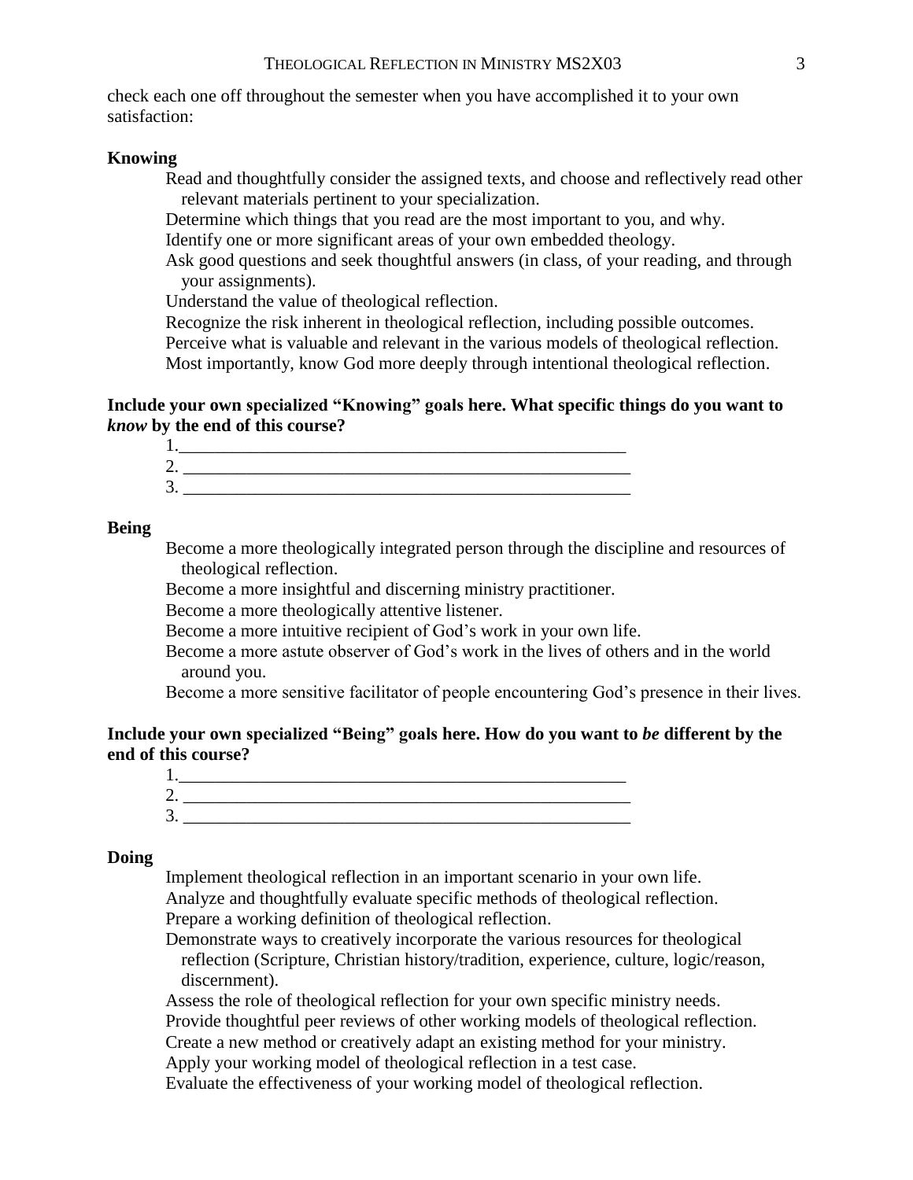check each one off throughout the semester when you have accomplished it to your own satisfaction:

**Knowing**

- Read and thoughtfully consider the assigned texts, and choose and reflectively read other relevant materials pertinent to your specialization.
- Determine which things that you read are the most important to you, and why.
- Identify one or more significant areas of your own embedded theology.
- Ask good questions and seek thoughtful answers (in class, of your reading, and through your assignments).
- Understand the value of theological reflection.
- Recognize the risk inherent in theological reflection, including possible outcomes.
- Perceive what is valuable and relevant in the various models of theological reflection.
- Most importantly, know God more deeply through intentional theological reflection.

**Include your own specialized "Knowing" goals here. What specific things do you want to *know* by the end of this course?**

1.____________________________________________________
2. ____________________________________________________
3. ____________________________________________________

**Being**

- Become a more theologically integrated person through the discipline and resources of theological reflection.
- Become a more insightful and discerning ministry practitioner.
- Become a more theologically attentive listener.
- Become a more intuitive recipient of God's work in your own life.
- Become a more astute observer of God's work in the lives of others and in the world around you.
- Become a more sensitive facilitator of people encountering God's presence in their lives.

**Include your own specialized "Being" goals here. How do you want to *be* different by the end of this course?**

1.____________________________________________________
2. ____________________________________________________
3. ____________________________________________________

**Doing**

- Implement theological reflection in an important scenario in your own life.
- Analyze and thoughtfully evaluate specific methods of theological reflection.
- Prepare a working definition of theological reflection.
- Demonstrate ways to creatively incorporate the various resources for theological reflection (Scripture, Christian history/tradition, experience, culture, logic/reason, discernment).
- Assess the role of theological reflection for your own specific ministry needs.
- Provide thoughtful peer reviews of other working models of theological reflection.
- Create a new method or creatively adapt an existing method for your ministry.
- Apply your working model of theological reflection in a test case.
- Evaluate the effectiveness of your working model of theological reflection.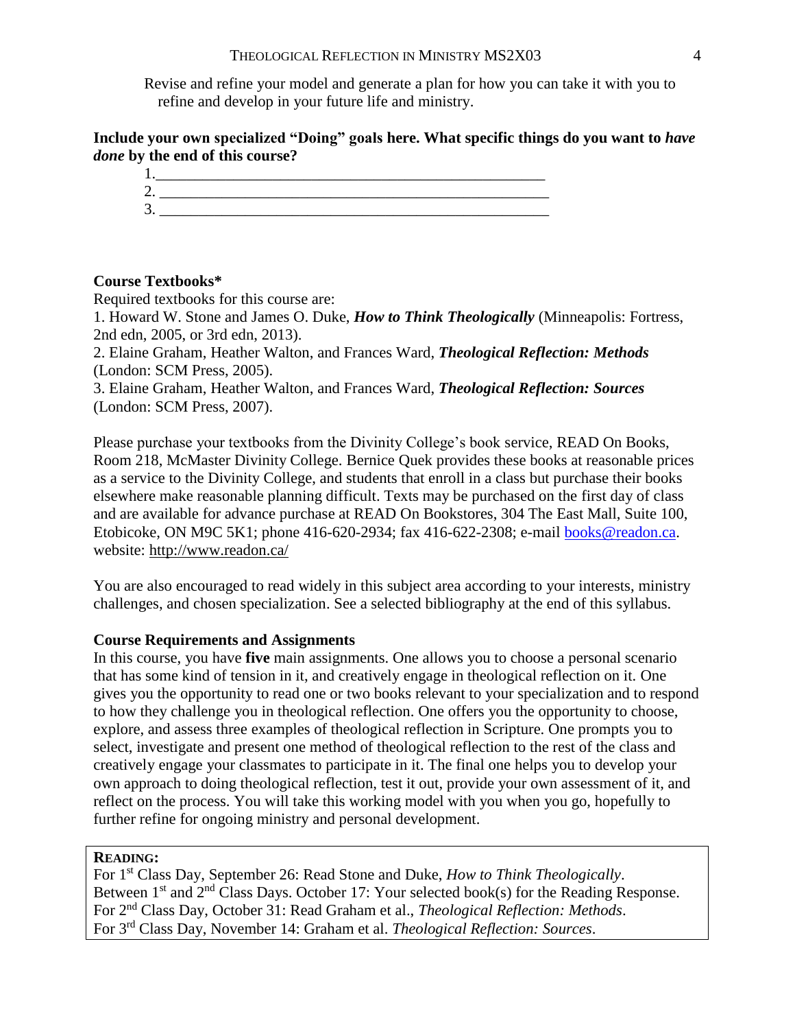Revise and refine your model and generate a plan for how you can take it with you to refine and develop in your future life and ministry.

**Include your own specialized "Doing" goals here. What specific things do you want to *have done* by the end of this course?**

1. ____________________________________________________
2. ____________________________________________________
3. ____________________________________________________

**Course Textbooks***

Required textbooks for this course are:

1. Howard W. Stone and James O. Duke, ***How to Think Theologically*** (Minneapolis: Fortress, 2nd edn, 2005, or 3rd edn, 2013).
2. Elaine Graham, Heather Walton, and Frances Ward, ***Theological Reflection: Methods*** (London: SCM Press, 2005).
3. Elaine Graham, Heather Walton, and Frances Ward, ***Theological Reflection: Sources*** (London: SCM Press, 2007).

Please purchase your textbooks from the Divinity College's book service, READ On Books, Room 218, McMaster Divinity College. Bernice Quek provides these books at reasonable prices as a service to the Divinity College, and students that enroll in a class but purchase their books elsewhere make reasonable planning difficult. Texts may be purchased on the first day of class and are available for advance purchase at READ On Bookstores, 304 The East Mall, Suite 100, Etobicoke, ON M9C 5K1; phone 416-620-2934; fax 416-622-2308; e-mail books@readon.ca. website: http://www.readon.ca/

You are also encouraged to read widely in this subject area according to your interests, ministry challenges, and chosen specialization. See a selected bibliography at the end of this syllabus.

**Course Requirements and Assignments**

In this course, you have **five** main assignments. One allows you to choose a personal scenario that has some kind of tension in it, and creatively engage in theological reflection on it. One gives you the opportunity to read one or two books relevant to your specialization and to respond to how they challenge you in theological reflection. One offers you the opportunity to choose, explore, and assess three examples of theological reflection in Scripture. One prompts you to select, investigate and present one method of theological reflection to the rest of the class and creatively engage your classmates to participate in it. The final one helps you to develop your own approach to doing theological reflection, test it out, provide your own assessment of it, and reflect on the process. You will take this working model with you when you go, hopefully to further refine for ongoing ministry and personal development.

**READING:**

For 1st Class Day, September 26: Read Stone and Duke, *How to Think Theologically*.
Between 1st and 2nd Class Days. October 17: Your selected book(s) for the Reading Response.
For 2nd Class Day, October 31: Read Graham et al., *Theological Reflection: Methods*.
For 3rd Class Day, November 14: Graham et al. *Theological Reflection: Sources*.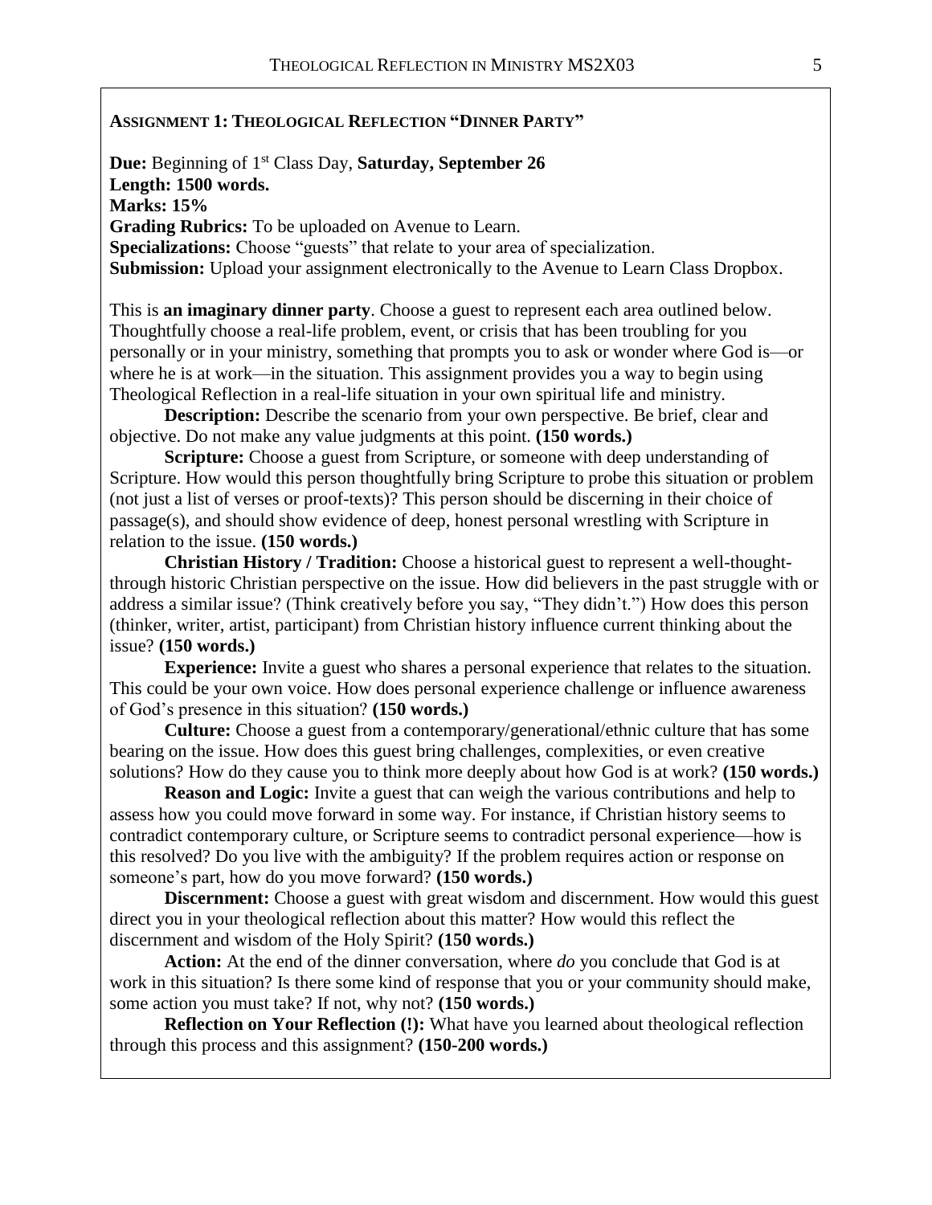## Assignment 1: Theological Reflection "Dinner Party"

**Due:** Beginning of 1st Class Day, **Saturday, September 26**
**Length: 1500 words.**
**Marks: 15%**
**Grading Rubrics:** To be uploaded on Avenue to Learn.
**Specializations:** Choose "guests" that relate to your area of specialization.
**Submission:** Upload your assignment electronically to the Avenue to Learn Class Dropbox.

This is **an imaginary dinner party**. Choose a guest to represent each area outlined below. Thoughtfully choose a real-life problem, event, or crisis that has been troubling for you personally or in your ministry, something that prompts you to ask or wonder where God is—or where he is at work—in the situation. This assignment provides you a way to begin using Theological Reflection in a real-life situation in your own spiritual life and ministry.

**Description:** Describe the scenario from your own perspective. Be brief, clear and objective. Do not make any value judgments at this point. **(150 words.)**

**Scripture:** Choose a guest from Scripture, or someone with deep understanding of Scripture. How would this person thoughtfully bring Scripture to probe this situation or problem (not just a list of verses or proof-texts)? This person should be discerning in their choice of passage(s), and should show evidence of deep, honest personal wrestling with Scripture in relation to the issue. **(150 words.)**

**Christian History / Tradition:** Choose a historical guest to represent a well-thought-through historic Christian perspective on the issue. How did believers in the past struggle with or address a similar issue? (Think creatively before you say, "They didn't.") How does this person (thinker, writer, artist, participant) from Christian history influence current thinking about the issue? **(150 words.)**

**Experience:** Invite a guest who shares a personal experience that relates to the situation. This could be your own voice. How does personal experience challenge or influence awareness of God's presence in this situation? **(150 words.)**

**Culture:** Choose a guest from a contemporary/generational/ethnic culture that has some bearing on the issue. How does this guest bring challenges, complexities, or even creative solutions? How do they cause you to think more deeply about how God is at work? **(150 words.)**

**Reason and Logic:** Invite a guest that can weigh the various contributions and help to assess how you could move forward in some way. For instance, if Christian history seems to contradict contemporary culture, or Scripture seems to contradict personal experience—how is this resolved? Do you live with the ambiguity? If the problem requires action or response on someone's part, how do you move forward? **(150 words.)**

**Discernment:** Choose a guest with great wisdom and discernment. How would this guest direct you in your theological reflection about this matter? How would this reflect the discernment and wisdom of the Holy Spirit? **(150 words.)**

**Action:** At the end of the dinner conversation, where *do* you conclude that God is at work in this situation? Is there some kind of response that you or your community should make, some action you must take? If not, why not? **(150 words.)**

**Reflection on Your Reflection (!):** What have you learned about theological reflection through this process and this assignment? **(150-200 words.)**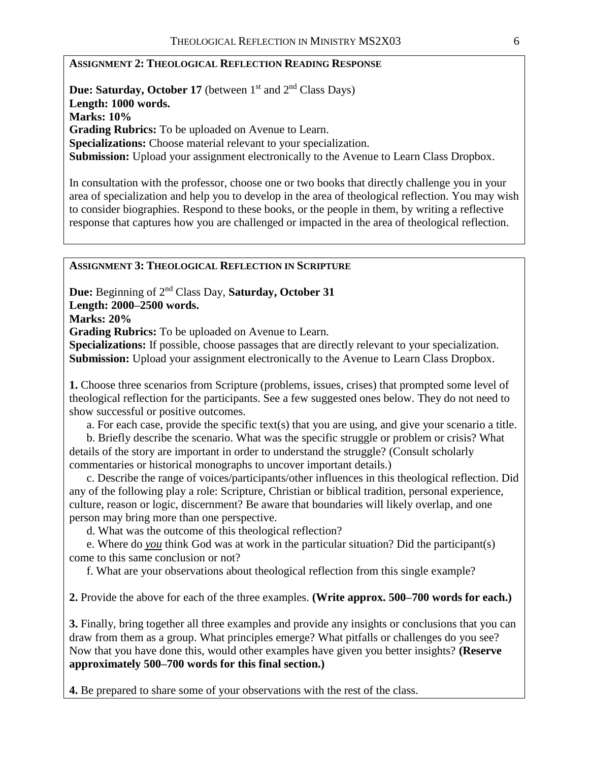## Assignment 2: Theological Reflection Reading Response

**Due: Saturday, October 17** (between 1st and 2nd Class Days)
**Length: 1000 words.**
**Marks: 10%**
**Grading Rubrics:** To be uploaded on Avenue to Learn.
**Specializations:** Choose material relevant to your specialization.
**Submission:** Upload your assignment electronically to the Avenue to Learn Class Dropbox.

In consultation with the professor, choose one or two books that directly challenge you in your area of specialization and help you to develop in the area of theological reflection. You may wish to consider biographies. Respond to these books, or the people in them, by writing a reflective response that captures how you are challenged or impacted in the area of theological reflection.

## Assignment 3: Theological Reflection in Scripture

**Due:** Beginning of 2nd Class Day, **Saturday, October 31**
**Length: 2000–2500 words.**
**Marks: 20%**
**Grading Rubrics:** To be uploaded on Avenue to Learn.
**Specializations:** If possible, choose passages that are directly relevant to your specialization.
**Submission:** Upload your assignment electronically to the Avenue to Learn Class Dropbox.

**1.** Choose three scenarios from Scripture (problems, issues, crises) that prompted some level of theological reflection for the participants. See a few suggested ones below. They do not need to show successful or positive outcomes.

a. For each case, provide the specific text(s) that you are using, and give your scenario a title.

b. Briefly describe the scenario. What was the specific struggle or problem or crisis? What details of the story are important in order to understand the struggle? (Consult scholarly commentaries or historical monographs to uncover important details.)

c. Describe the range of voices/participants/other influences in this theological reflection. Did any of the following play a role: Scripture, Christian or biblical tradition, personal experience, culture, reason or logic, discernment? Be aware that boundaries will likely overlap, and one person may bring more than one perspective.

d. What was the outcome of this theological reflection?

e. Where do ***you*** think God was at work in the particular situation? Did the participant(s) come to this same conclusion or not?

f. What are your observations about theological reflection from this single example?

**2.** Provide the above for each of the three examples. **(Write approx. 500–700 words for each.)**

**3.** Finally, bring together all three examples and provide any insights or conclusions that you can draw from them as a group. What principles emerge? What pitfalls or challenges do you see? Now that you have done this, would other examples have given you better insights? **(Reserve approximately 500–700 words for this final section.)**

**4.** Be prepared to share some of your observations with the rest of the class.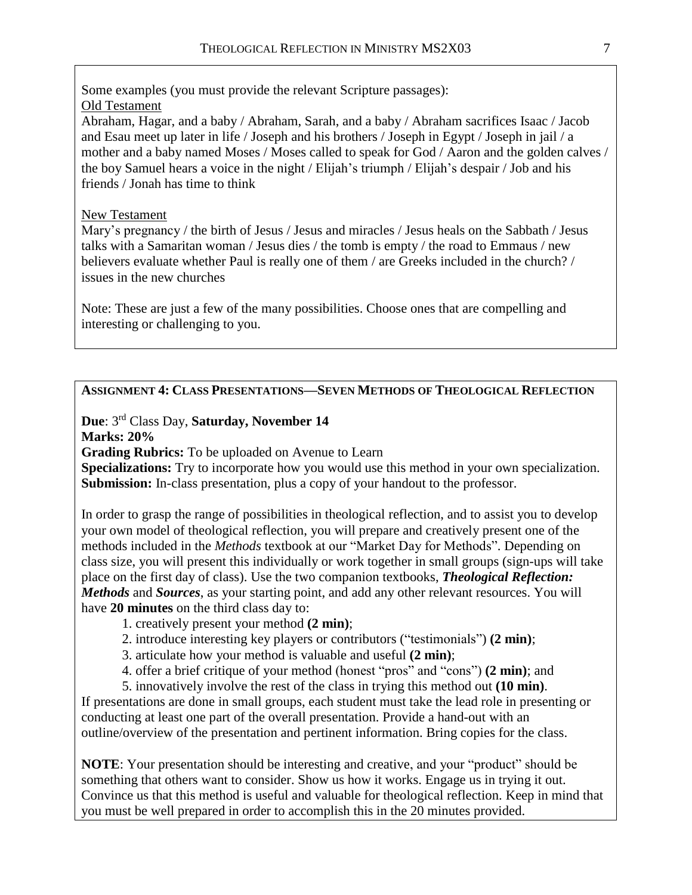Some examples (you must provide the relevant Scripture passages):

Old Testament

Abraham, Hagar, and a baby / Abraham, Sarah, and a baby / Abraham sacrifices Isaac / Jacob and Esau meet up later in life / Joseph and his brothers / Joseph in Egypt / Joseph in jail / a mother and a baby named Moses / Moses called to speak for God / Aaron and the golden calves / the boy Samuel hears a voice in the night / Elijah's triumph / Elijah's despair / Job and his friends / Jonah has time to think

New Testament

Mary's pregnancy / the birth of Jesus / Jesus and miracles / Jesus heals on the Sabbath / Jesus talks with a Samaritan woman / Jesus dies / the tomb is empty / the road to Emmaus / new believers evaluate whether Paul is really one of them / are Greeks included in the church? / issues in the new churches

Note: These are just a few of the many possibilities. Choose ones that are compelling and interesting or challenging to you.

## ASSIGNMENT 4: CLASS PRESENTATIONS—SEVEN METHODS OF THEOLOGICAL REFLECTION

**Due**: 3rd Class Day, **Saturday, November 14**
**Marks: 20%**
**Grading Rubrics:** To be uploaded on Avenue to Learn
**Specializations:** Try to incorporate how you would use this method in your own specialization.
**Submission:** In-class presentation, plus a copy of your handout to the professor.

In order to grasp the range of possibilities in theological reflection, and to assist you to develop your own model of theological reflection, you will prepare and creatively present one of the methods included in the *Methods* textbook at our "Market Day for Methods". Depending on class size, you will present this individually or work together in small groups (sign-ups will take place on the first day of class). Use the two companion textbooks, ***Theological Reflection: Methods*** and ***Sources***, as your starting point, and add any other relevant resources. You will have **20 minutes** on the third class day to:

1. creatively present your method **(2 min)**;
2. introduce interesting key players or contributors ("testimonials") **(2 min)**;
3. articulate how your method is valuable and useful **(2 min)**;
4. offer a brief critique of your method (honest "pros" and "cons") **(2 min)**; and
5. innovatively involve the rest of the class in trying this method out **(10 min)**.

If presentations are done in small groups, each student must take the lead role in presenting or conducting at least one part of the overall presentation. Provide a hand-out with an outline/overview of the presentation and pertinent information. Bring copies for the class.

**NOTE**: Your presentation should be interesting and creative, and your "product" should be something that others want to consider. Show us how it works. Engage us in trying it out. Convince us that this method is useful and valuable for theological reflection. Keep in mind that you must be well prepared in order to accomplish this in the 20 minutes provided.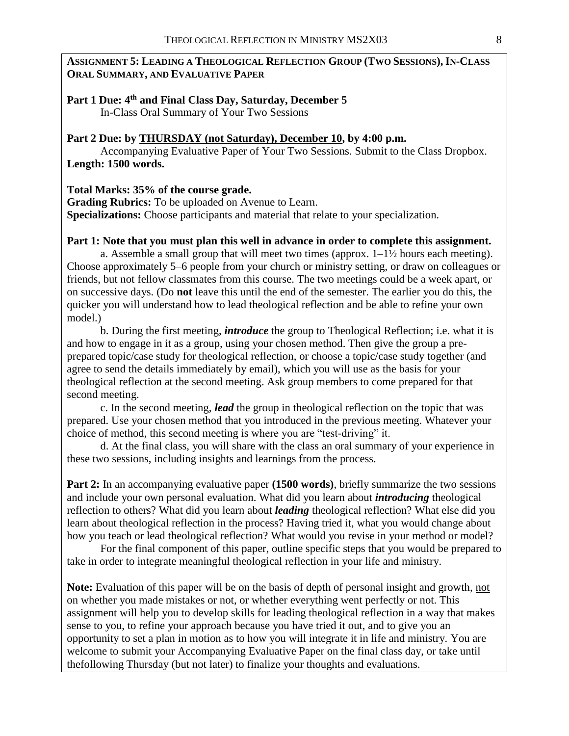## ASSIGNMENT 5: LEADING A THEOLOGICAL REFLECTION GROUP (TWO SESSIONS), IN-CLASS ORAL SUMMARY, AND EVALUATIVE PAPER

**Part 1 Due: 4th and Final Class Day, Saturday, December 5**

In-Class Oral Summary of Your Two Sessions

**Part 2 Due: by <u>THURSDAY (not Saturday), December 10</u>, by 4:00 p.m.**

Accompanying Evaluative Paper of Your Two Sessions. Submit to the Class Dropbox.

**Length: 1500 words.**

**Total Marks: 35% of the course grade.**

**Grading Rubrics:** To be uploaded on Avenue to Learn.

**Specializations:** Choose participants and material that relate to your specialization.

**Part 1: Note that you must plan this well in advance in order to complete this assignment.**

a. Assemble a small group that will meet two times (approx. 1–1½ hours each meeting). Choose approximately 5–6 people from your church or ministry setting, or draw on colleagues or friends, but not fellow classmates from this course. The two meetings could be a week apart, or on successive days. (Do **not** leave this until the end of the semester. The earlier you do this, the quicker you will understand how to lead theological reflection and be able to refine your own model.)

b. During the first meeting, ***introduce*** the group to Theological Reflection; i.e. what it is and how to engage in it as a group, using your chosen method. Then give the group a pre-prepared topic/case study for theological reflection, or choose a topic/case study together (and agree to send the details immediately by email), which you will use as the basis for your theological reflection at the second meeting. Ask group members to come prepared for that second meeting.

c. In the second meeting, ***lead*** the group in theological reflection on the topic that was prepared. Use your chosen method that you introduced in the previous meeting. Whatever your choice of method, this second meeting is where you are "test-driving" it.

d. At the final class, you will share with the class an oral summary of your experience in these two sessions, including insights and learnings from the process.

**Part 2:** In an accompanying evaluative paper **(1500 words)**, briefly summarize the two sessions and include your own personal evaluation. What did you learn about ***introducing*** theological reflection to others? What did you learn about ***leading*** theological reflection? What else did you learn about theological reflection in the process? Having tried it, what you would change about how you teach or lead theological reflection? What would you revise in your method or model?

For the final component of this paper, outline specific steps that you would be prepared to take in order to integrate meaningful theological reflection in your life and ministry.

**Note:** Evaluation of this paper will be on the basis of depth of personal insight and growth, <u>not</u> on whether you made mistakes or not, or whether everything went perfectly or not. This assignment will help you to develop skills for leading theological reflection in a way that makes sense to you, to refine your approach because you have tried it out, and to give you an opportunity to set a plan in motion as to how you will integrate it in life and ministry. You are welcome to submit your Accompanying Evaluative Paper on the final class day, or take until thefollowing Thursday (but not later) to finalize your thoughts and evaluations.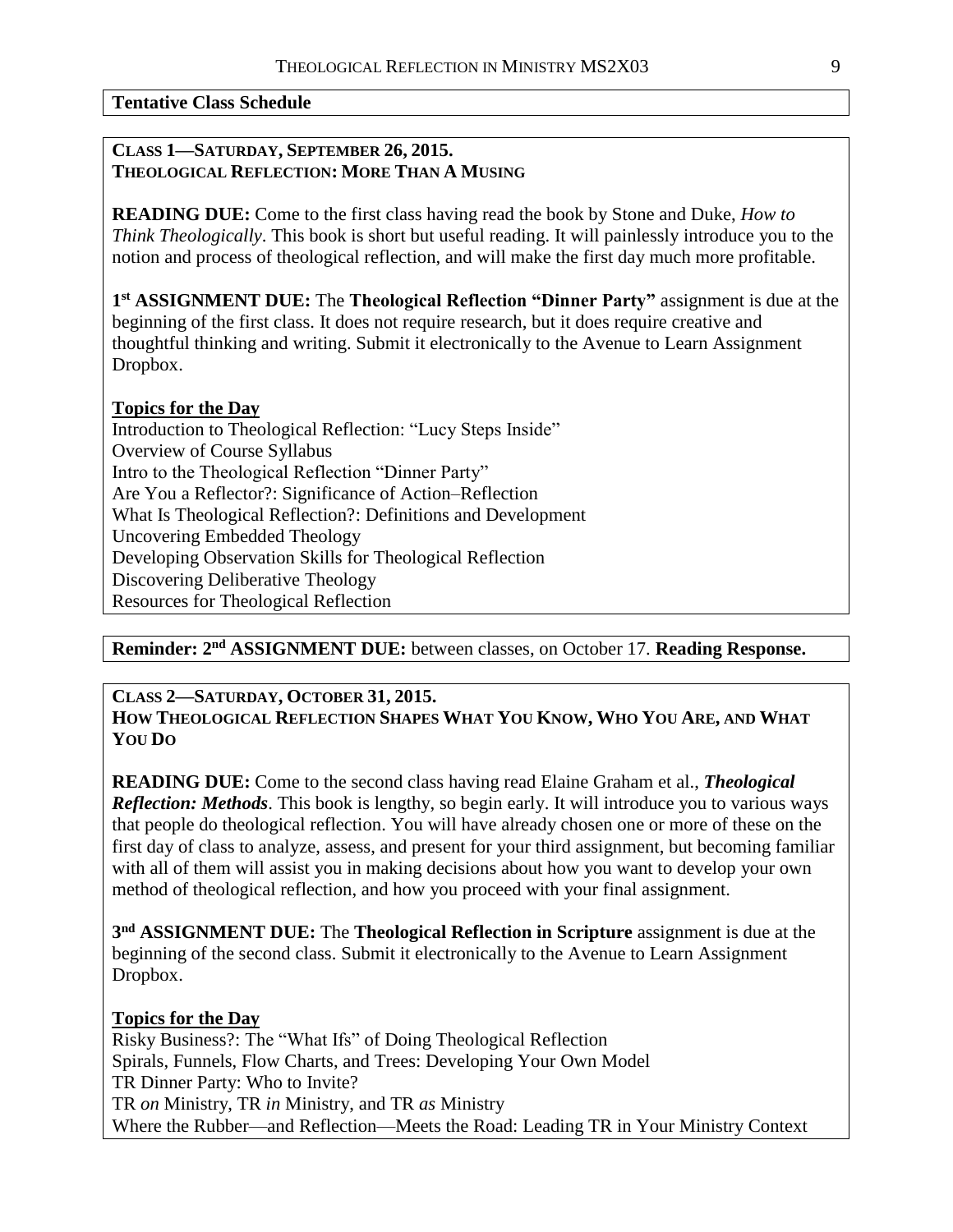## Tentative Class Schedule

### CLASS 1—SATURDAY, SEPTEMBER 26, 2015. THEOLOGICAL REFLECTION: MORE THAN A MUSING

**READING DUE:** Come to the first class having read the book by Stone and Duke, *How to Think Theologically*. This book is short but useful reading. It will painlessly introduce you to the notion and process of theological reflection, and will make the first day much more profitable.

**1st ASSIGNMENT DUE:** The **Theological Reflection "Dinner Party"** assignment is due at the beginning of the first class. It does not require research, but it does require creative and thoughtful thinking and writing. Submit it electronically to the Avenue to Learn Assignment Dropbox.

**Topics for the Day**

Introduction to Theological Reflection: "Lucy Steps Inside"
Overview of Course Syllabus
Intro to the Theological Reflection "Dinner Party"
Are You a Reflector?: Significance of Action–Reflection
What Is Theological Reflection?: Definitions and Development
Uncovering Embedded Theology
Developing Observation Skills for Theological Reflection
Discovering Deliberative Theology
Resources for Theological Reflection

**Reminder: 2nd ASSIGNMENT DUE:** between classes, on October 17. **Reading Response.**

### CLASS 2—SATURDAY, OCTOBER 31, 2015. HOW THEOLOGICAL REFLECTION SHAPES WHAT YOU KNOW, WHO YOU ARE, AND WHAT YOU DO

**READING DUE:** Come to the second class having read Elaine Graham et al., ***Theological Reflection: Methods***. This book is lengthy, so begin early. It will introduce you to various ways that people do theological reflection. You will have already chosen one or more of these on the first day of class to analyze, assess, and present for your third assignment, but becoming familiar with all of them will assist you in making decisions about how you want to develop your own method of theological reflection, and how you proceed with your final assignment.

**3nd ASSIGNMENT DUE:** The **Theological Reflection in Scripture** assignment is due at the beginning of the second class. Submit it electronically to the Avenue to Learn Assignment Dropbox.

**Topics for the Day**

Risky Business?: The "What Ifs" of Doing Theological Reflection
Spirals, Funnels, Flow Charts, and Trees: Developing Your Own Model
TR Dinner Party: Who to Invite?
TR *on* Ministry, TR *in* Ministry, and TR *as* Ministry
Where the Rubber—and Reflection—Meets the Road: Leading TR in Your Ministry Context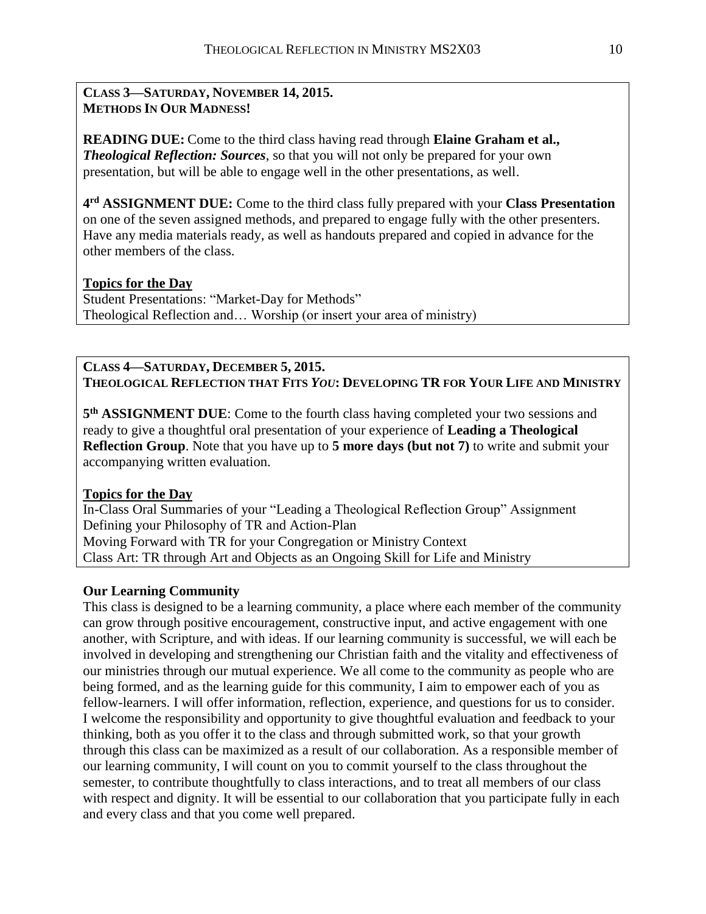**CLASS 3—SATURDAY, NOVEMBER 14, 2015.**
**METHODS IN OUR MADNESS!**

**READING DUE:** Come to the third class having read through **Elaine Graham et al.,** ***Theological Reflection: Sources***, so that you will not only be prepared for your own presentation, but will be able to engage well in the other presentations, as well.

**4rd ASSIGNMENT DUE:** Come to the third class fully prepared with your **Class Presentation** on one of the seven assigned methods, and prepared to engage fully with the other presenters. Have any media materials ready, as well as handouts prepared and copied in advance for the other members of the class.

**Topics for the Day**

Student Presentations: "Market-Day for Methods"
Theological Reflection and… Worship (or insert your area of ministry)

**CLASS 4—SATURDAY, DECEMBER 5, 2015.**
**THEOLOGICAL REFLECTION THAT FITS *YOU*: DEVELOPING TR FOR YOUR LIFE AND MINISTRY**

**5th ASSIGNMENT DUE**: Come to the fourth class having completed your two sessions and ready to give a thoughtful oral presentation of your experience of **Leading a Theological Reflection Group**. Note that you have up to **5 more days (but not 7)** to write and submit your accompanying written evaluation.

**Topics for the Day**

In-Class Oral Summaries of your "Leading a Theological Reflection Group" Assignment
Defining your Philosophy of TR and Action-Plan
Moving Forward with TR for your Congregation or Ministry Context
Class Art: TR through Art and Objects as an Ongoing Skill for Life and Ministry

**Our Learning Community**

This class is designed to be a learning community, a place where each member of the community can grow through positive encouragement, constructive input, and active engagement with one another, with Scripture, and with ideas. If our learning community is successful, we will each be involved in developing and strengthening our Christian faith and the vitality and effectiveness of our ministries through our mutual experience. We all come to the community as people who are being formed, and as the learning guide for this community, I aim to empower each of you as fellow-learners. I will offer information, reflection, experience, and questions for us to consider. I welcome the responsibility and opportunity to give thoughtful evaluation and feedback to your thinking, both as you offer it to the class and through submitted work, so that your growth through this class can be maximized as a result of our collaboration. As a responsible member of our learning community, I will count on you to commit yourself to the class throughout the semester, to contribute thoughtfully to class interactions, and to treat all members of our class with respect and dignity. It will be essential to our collaboration that you participate fully in each and every class and that you come well prepared.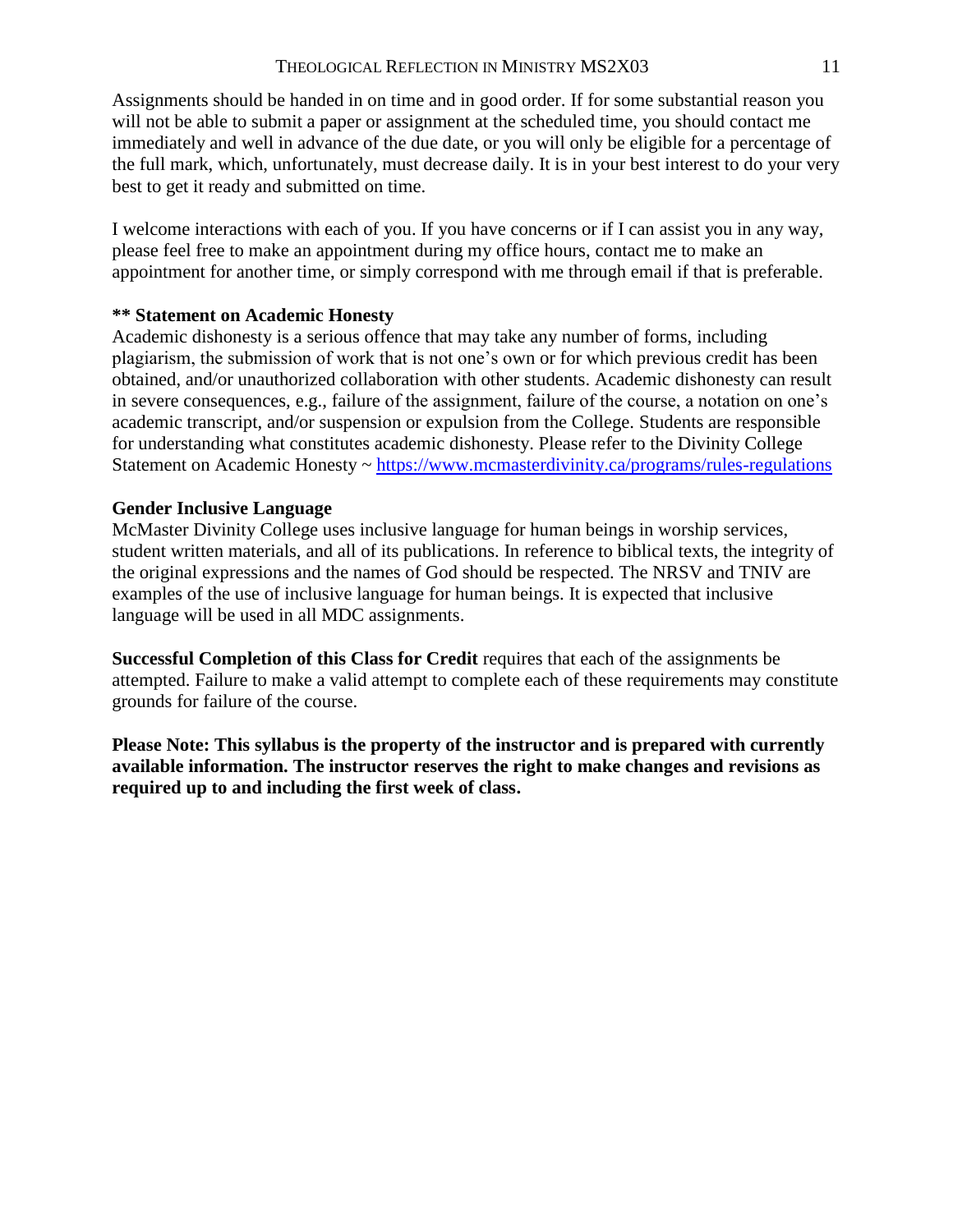Assignments should be handed in on time and in good order. If for some substantial reason you will not be able to submit a paper or assignment at the scheduled time, you should contact me immediately and well in advance of the due date, or you will only be eligible for a percentage of the full mark, which, unfortunately, must decrease daily. It is in your best interest to do your very best to get it ready and submitted on time.

I welcome interactions with each of you. If you have concerns or if I can assist you in any way, please feel free to make an appointment during my office hours, contact me to make an appointment for another time, or simply correspond with me through email if that is preferable.

**** Statement on Academic Honesty**

Academic dishonesty is a serious offence that may take any number of forms, including plagiarism, the submission of work that is not one's own or for which previous credit has been obtained, and/or unauthorized collaboration with other students. Academic dishonesty can result in severe consequences, e.g., failure of the assignment, failure of the course, a notation on one's academic transcript, and/or suspension or expulsion from the College. Students are responsible for understanding what constitutes academic dishonesty. Please refer to the Divinity College Statement on Academic Honesty ~ https://www.mcmasterdivinity.ca/programs/rules-regulations

**Gender Inclusive Language**

McMaster Divinity College uses inclusive language for human beings in worship services, student written materials, and all of its publications. In reference to biblical texts, the integrity of the original expressions and the names of God should be respected. The NRSV and TNIV are examples of the use of inclusive language for human beings. It is expected that inclusive language will be used in all MDC assignments.

**Successful Completion of this Class for Credit** requires that each of the assignments be attempted. Failure to make a valid attempt to complete each of these requirements may constitute grounds for failure of the course.

**Please Note: This syllabus is the property of the instructor and is prepared with currently available information. The instructor reserves the right to make changes and revisions as required up to and including the first week of class.**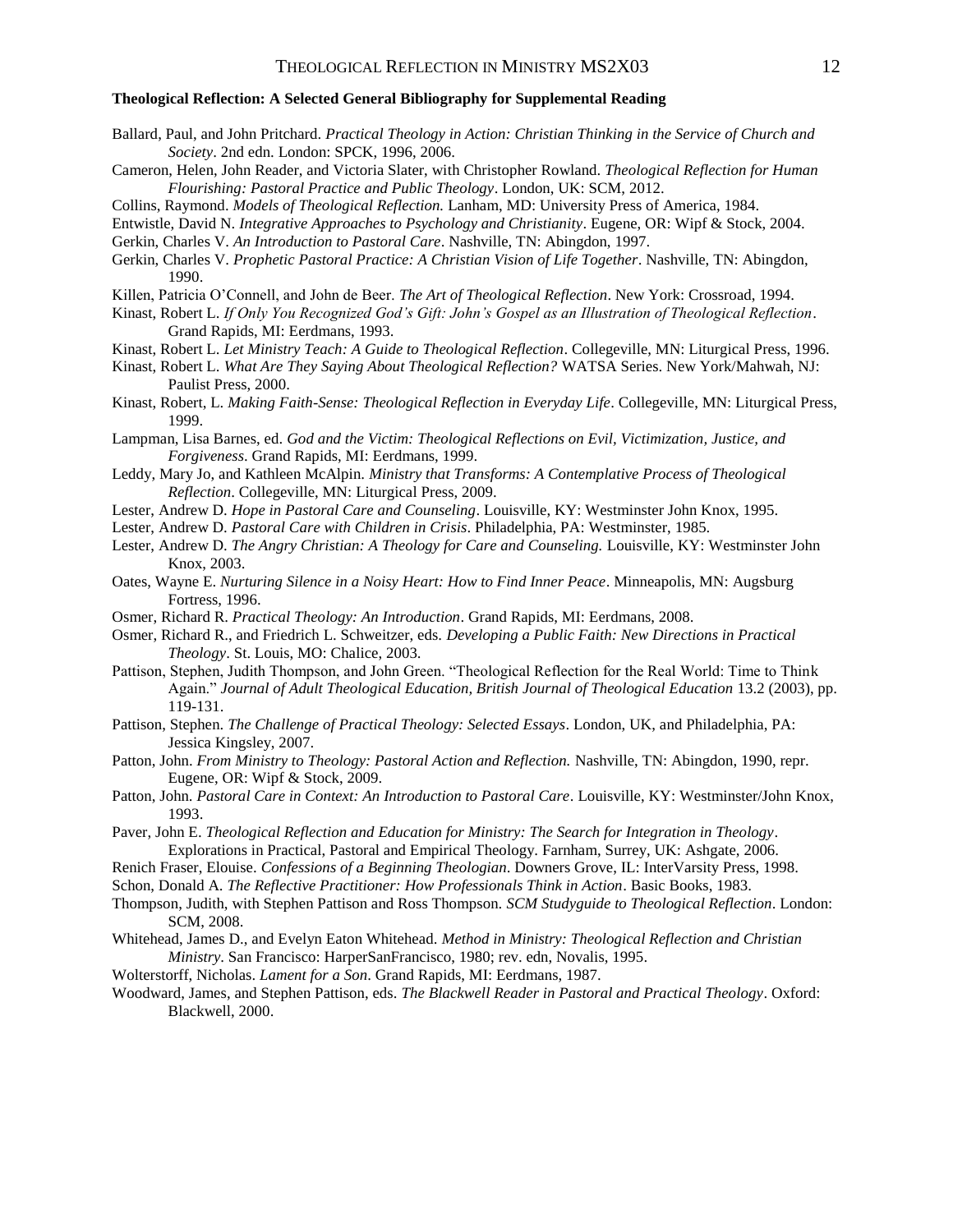**Theological Reflection: A Selected General Bibliography for Supplemental Reading**

Ballard, Paul, and John Pritchard. *Practical Theology in Action: Christian Thinking in the Service of Church and Society*. 2nd edn. London: SPCK, 1996, 2006.

Cameron, Helen, John Reader, and Victoria Slater, with Christopher Rowland. *Theological Reflection for Human Flourishing: Pastoral Practice and Public Theology*. London, UK: SCM, 2012.

Collins, Raymond. *Models of Theological Reflection.* Lanham, MD: University Press of America, 1984.

Entwistle, David N. *Integrative Approaches to Psychology and Christianity*. Eugene, OR: Wipf & Stock, 2004.

Gerkin, Charles V. *An Introduction to Pastoral Care*. Nashville, TN: Abingdon, 1997.

Gerkin, Charles V. *Prophetic Pastoral Practice: A Christian Vision of Life Together*. Nashville, TN: Abingdon, 1990.

Killen, Patricia O'Connell, and John de Beer. *The Art of Theological Reflection*. New York: Crossroad, 1994.

Kinast, Robert L. *If Only You Recognized God's Gift: John's Gospel as an Illustration of Theological Reflection*. Grand Rapids, MI: Eerdmans, 1993.

Kinast, Robert L. *Let Ministry Teach: A Guide to Theological Reflection*. Collegeville, MN: Liturgical Press, 1996.

Kinast, Robert L. *What Are They Saying About Theological Reflection?* WATSA Series. New York/Mahwah, NJ: Paulist Press, 2000.

Kinast, Robert, L. *Making Faith-Sense: Theological Reflection in Everyday Life*. Collegeville, MN: Liturgical Press, 1999.

Lampman, Lisa Barnes, ed. *God and the Victim: Theological Reflections on Evil, Victimization, Justice, and Forgiveness*. Grand Rapids, MI: Eerdmans, 1999.

Leddy, Mary Jo, and Kathleen McAlpin. *Ministry that Transforms: A Contemplative Process of Theological Reflection*. Collegeville, MN: Liturgical Press, 2009.

Lester, Andrew D. *Hope in Pastoral Care and Counseling*. Louisville, KY: Westminster John Knox, 1995.

Lester, Andrew D. *Pastoral Care with Children in Crisis*. Philadelphia, PA: Westminster, 1985.

Lester, Andrew D. *The Angry Christian: A Theology for Care and Counseling.* Louisville, KY: Westminster John Knox, 2003.

Oates, Wayne E. *Nurturing Silence in a Noisy Heart: How to Find Inner Peace*. Minneapolis, MN: Augsburg Fortress, 1996.

Osmer, Richard R. *Practical Theology: An Introduction*. Grand Rapids, MI: Eerdmans, 2008.

Osmer, Richard R., and Friedrich L. Schweitzer, eds. *Developing a Public Faith: New Directions in Practical Theology*. St. Louis, MO: Chalice, 2003.

Pattison, Stephen, Judith Thompson, and John Green. "Theological Reflection for the Real World: Time to Think Again." *Journal of Adult Theological Education, British Journal of Theological Education* 13.2 (2003), pp. 119-131.

Pattison, Stephen. *The Challenge of Practical Theology: Selected Essays*. London, UK, and Philadelphia, PA: Jessica Kingsley, 2007.

Patton, John. *From Ministry to Theology: Pastoral Action and Reflection.* Nashville, TN: Abingdon, 1990, repr. Eugene, OR: Wipf & Stock, 2009.

Patton, John. *Pastoral Care in Context: An Introduction to Pastoral Care*. Louisville, KY: Westminster/John Knox, 1993.

Paver, John E. *Theological Reflection and Education for Ministry: The Search for Integration in Theology*. Explorations in Practical, Pastoral and Empirical Theology. Farnham, Surrey, UK: Ashgate, 2006.

Renich Fraser, Elouise. *Confessions of a Beginning Theologian*. Downers Grove, IL: InterVarsity Press, 1998.

Schon, Donald A. *The Reflective Practitioner: How Professionals Think in Action*. Basic Books, 1983.

Thompson, Judith, with Stephen Pattison and Ross Thompson. *SCM Studyguide to Theological Reflection*. London: SCM, 2008.

Whitehead, James D., and Evelyn Eaton Whitehead. *Method in Ministry: Theological Reflection and Christian Ministry*. San Francisco: HarperSanFrancisco, 1980; rev. edn, Novalis, 1995.

Wolterstorff, Nicholas. *Lament for a Son*. Grand Rapids, MI: Eerdmans, 1987.

Woodward, James, and Stephen Pattison, eds. *The Blackwell Reader in Pastoral and Practical Theology*. Oxford: Blackwell, 2000.